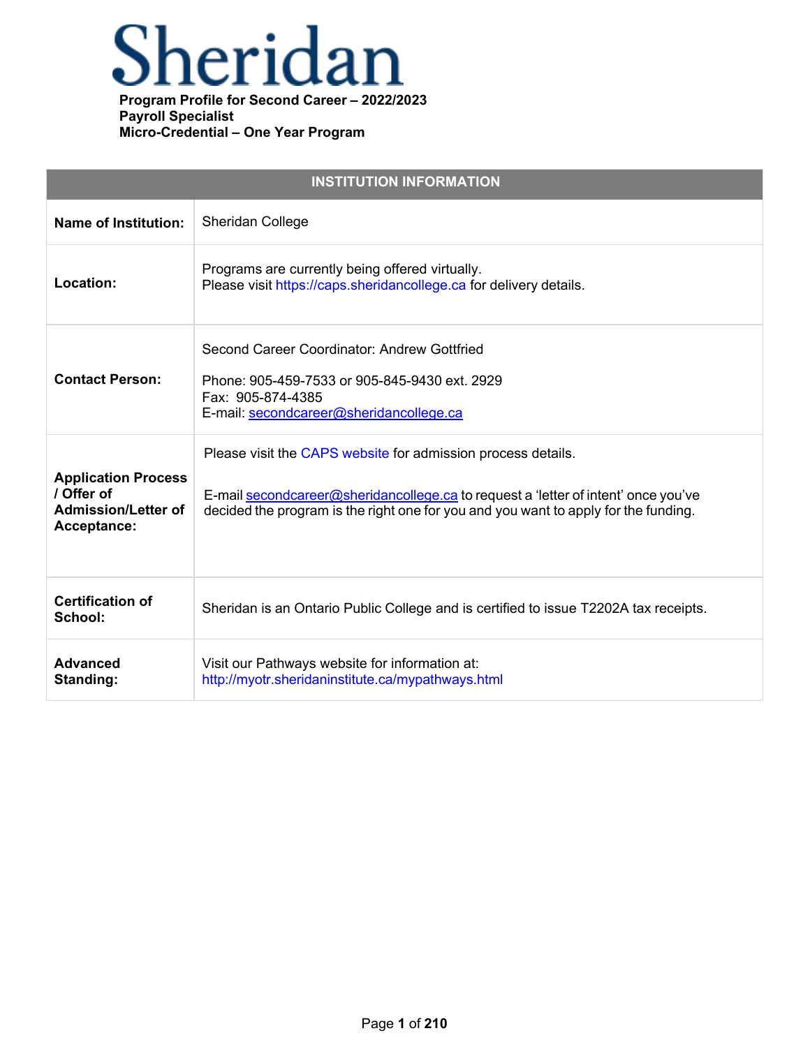# Sheridan

**Program Profile for Second Career – 2022/2023**
**Payroll Specialist**
**Micro-Credential – One Year Program**

| INSTITUTION INFORMATION | |
|---|---|
| **Name of Institution:** | Sheridan College |
| **Location:** | Programs are currently being offered virtually.<br>Please visit https://caps.sheridancollege.ca for delivery details. |
| **Contact Person:** | Second Career Coordinator: Andrew Gottfried<br><br>Phone: 905-459-7533 or 905-845-9430 ext. 2929<br>Fax: 905-874-4385<br>E-mail: secondcareer@sheridancollege.ca |
| **Application Process / Offer of Admission/Letter of Acceptance:** | Please visit the CAPS website for admission process details.<br><br>E-mail secondcareer@sheridancollege.ca to request a 'letter of intent' once you've decided the program is the right one for you and you want to apply for the funding. |
| **Certification of School:** | Sheridan is an Ontario Public College and is certified to issue T2202A tax receipts. |
| **Advanced Standing:** | Visit our Pathways website for information at:<br>http://myotr.sheridaninstitute.ca/mypathways.html |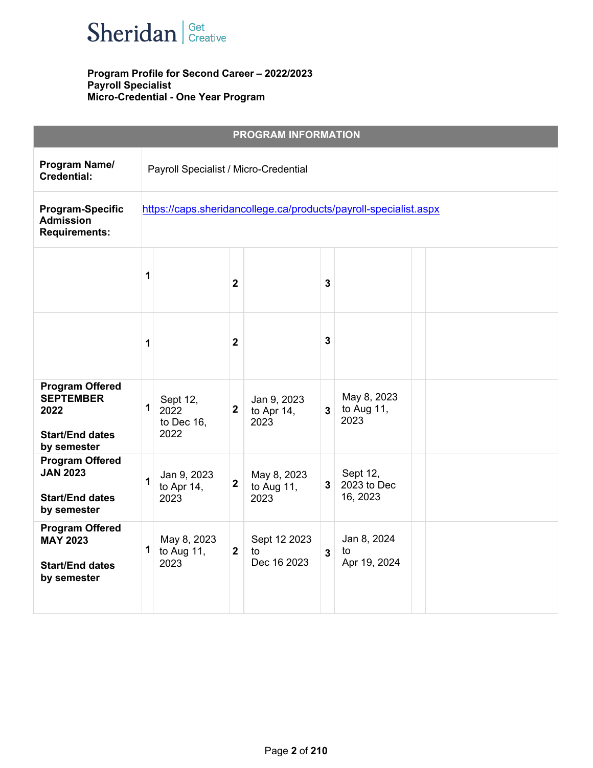**Program Profile for Second Career – 2022/2023**
**Payroll Specialist**
**Micro-Credential - One Year Program**

| PROGRAM INFORMATION | | | | | | | | |
|---|---|---|---|---|---|---|---|---|
| **Program Name/ Credential:** | Payroll Specialist / Micro-Credential | | | | | | | |
| **Program-Specific Admission Requirements:** | https://caps.sheridancollege.ca/products/payroll-specialist.aspx | | | | | | | |
| | **1** | | **2** | | **3** | | | |
| | **1** | | **2** | | **3** | | | |
| **Program Offered SEPTEMBER 2022**<br><br>**Start/End dates by semester** | **1** | Sept 12, 2022 to Dec 16, 2022 | **2** | Jan 9, 2023 to Apr 14, 2023 | **3** | May 8, 2023 to Aug 11, 2023 | | |
| **Program Offered JAN 2023**<br><br>**Start/End dates by semester** | **1** | Jan 9, 2023 to Apr 14, 2023 | **2** | May 8, 2023 to Aug 11, 2023 | **3** | Sept 12, 2023 to Dec 16, 2023 | | |
| **Program Offered MAY 2023**<br><br>**Start/End dates by semester** | **1** | May 8, 2023 to Aug 11, 2023 | **2** | Sept 12 2023 to Dec 16 2023 | **3** | Jan 8, 2024 to Apr 19, 2024 | | |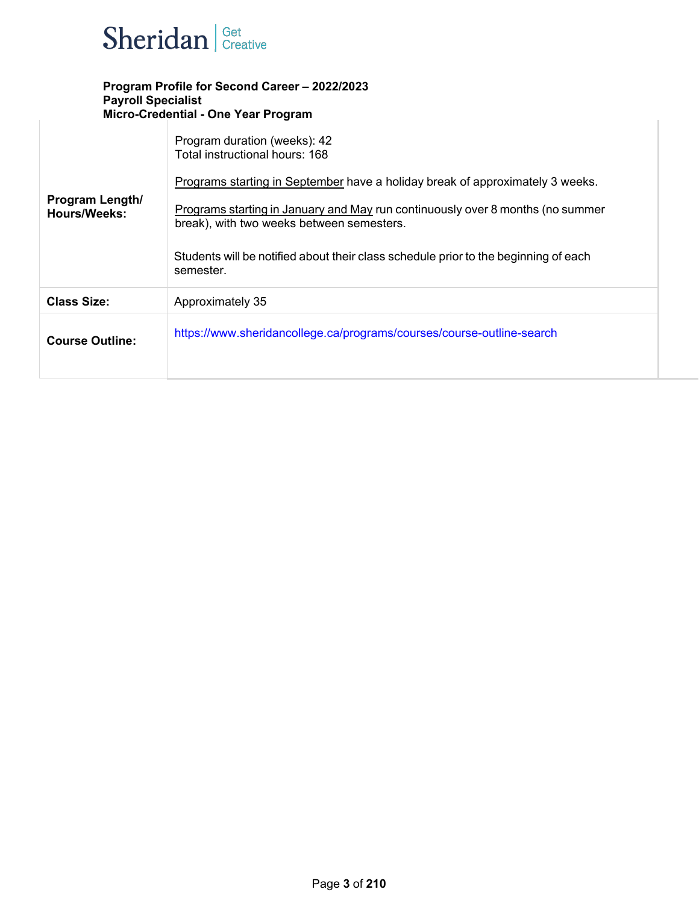**Program Profile for Second Career – 2022/2023**
**Payroll Specialist**
**Micro-Credential - One Year Program**

| | |
|---|---|
| **Program Length/ Hours/Weeks:** | Program duration (weeks): 42<br>Total instructional hours: 168<br><br>Programs starting in September have a holiday break of approximately 3 weeks.<br><br>Programs starting in January and May run continuously over 8 months (no summer break), with two weeks between semesters.<br><br>Students will be notified about their class schedule prior to the beginning of each semester. |
| **Class Size:** | Approximately 35 |
| **Course Outline:** | https://www.sheridancollege.ca/programs/courses/course-outline-search |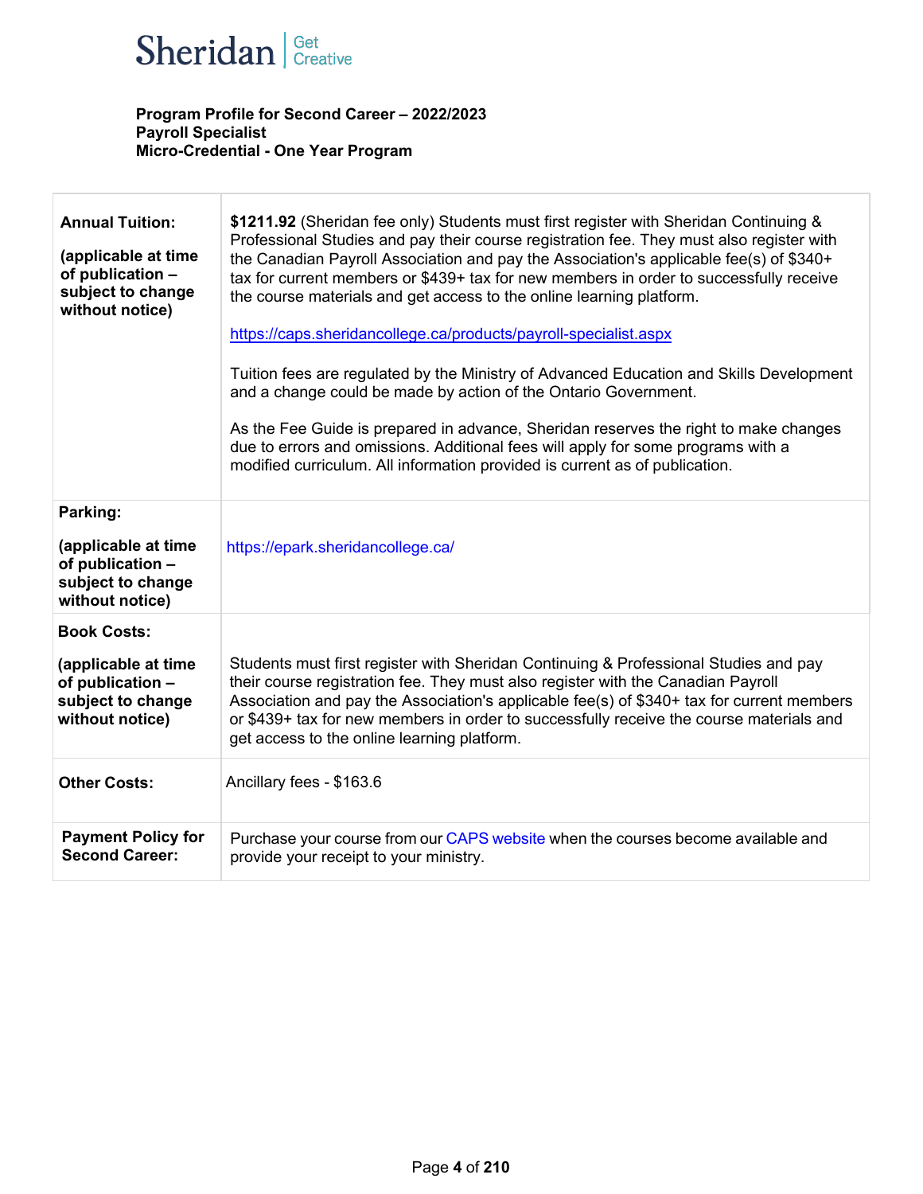**Program Profile for Second Career – 2022/2023**
**Payroll Specialist**
**Micro-Credential - One Year Program**

| | |
|---|---|
| **Annual Tuition:**<br><br>**(applicable at time of publication – subject to change without notice)** | **$1211.92** (Sheridan fee only) Students must first register with Sheridan Continuing & Professional Studies and pay their course registration fee. They must also register with the Canadian Payroll Association and pay the Association's applicable fee(s) of $340+ tax for current members or $439+ tax for new members in order to successfully receive the course materials and get access to the online learning platform.<br><br>https://caps.sheridancollege.ca/products/payroll-specialist.aspx<br><br>Tuition fees are regulated by the Ministry of Advanced Education and Skills Development and a change could be made by action of the Ontario Government.<br><br>As the Fee Guide is prepared in advance, Sheridan reserves the right to make changes due to errors and omissions. Additional fees will apply for some programs with a modified curriculum. All information provided is current as of publication. |
| **Parking:**<br><br>**(applicable at time of publication – subject to change without notice)** | https://epark.sheridancollege.ca/ |
| **Book Costs:**<br><br>**(applicable at time of publication – subject to change without notice)** | Students must first register with Sheridan Continuing & Professional Studies and pay their course registration fee. They must also register with the Canadian Payroll Association and pay the Association's applicable fee(s) of $340+ tax for current members or $439+ tax for new members in order to successfully receive the course materials and get access to the online learning platform. |
| **Other Costs:** | Ancillary fees - $163.6 |
| **Payment Policy for Second Career:** | Purchase your course from our CAPS website when the courses become available and provide your receipt to your ministry. |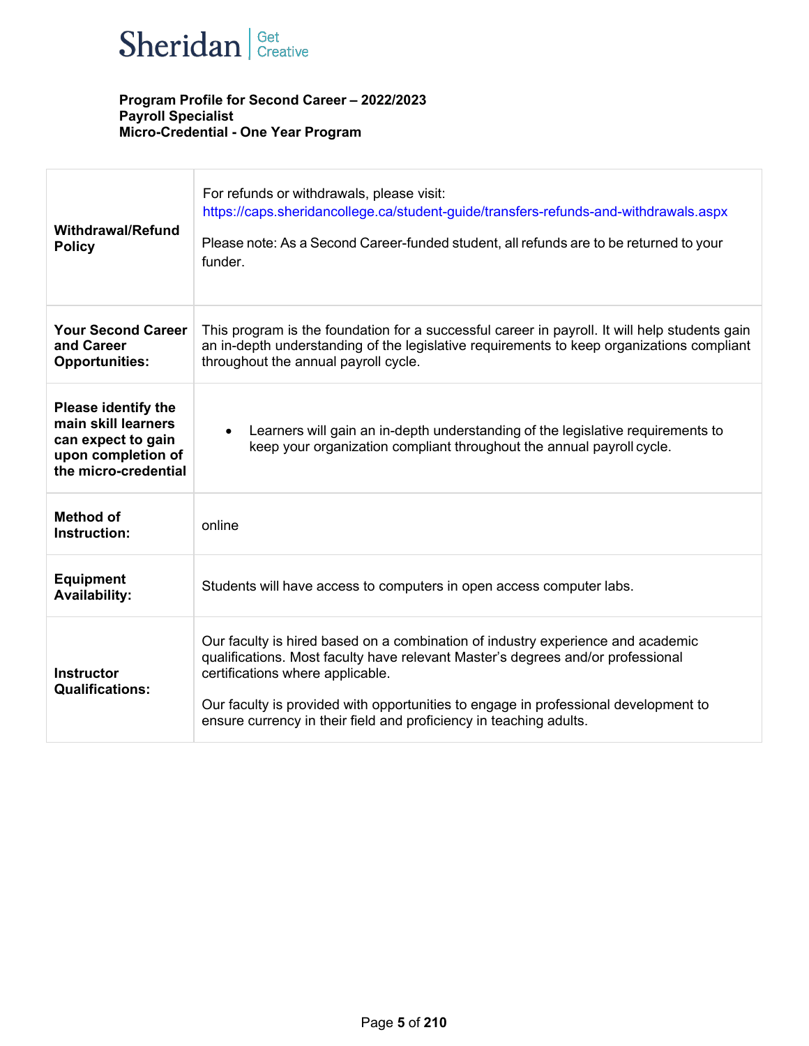**Program Profile for Second Career – 2022/2023**
**Payroll Specialist**
**Micro-Credential - One Year Program**

| | |
|---|---|
| **Withdrawal/Refund Policy** | For refunds or withdrawals, please visit: https://caps.sheridancollege.ca/student-guide/transfers-refunds-and-withdrawals.aspx<br><br>Please note: As a Second Career-funded student, all refunds are to be returned to your funder. |
| **Your Second Career and Career Opportunities:** | This program is the foundation for a successful career in payroll. It will help students gain an in-depth understanding of the legislative requirements to keep organizations compliant throughout the annual payroll cycle. |
| **Please identify the main skill learners can expect to gain upon completion of the micro-credential** | • Learners will gain an in-depth understanding of the legislative requirements to keep your organization compliant throughout the annual payroll cycle. |
| **Method of Instruction:** | online |
| **Equipment Availability:** | Students will have access to computers in open access computer labs. |
| **Instructor Qualifications:** | Our faculty is hired based on a combination of industry experience and academic qualifications. Most faculty have relevant Master's degrees and/or professional certifications where applicable.<br><br>Our faculty is provided with opportunities to engage in professional development to ensure currency in their field and proficiency in teaching adults. |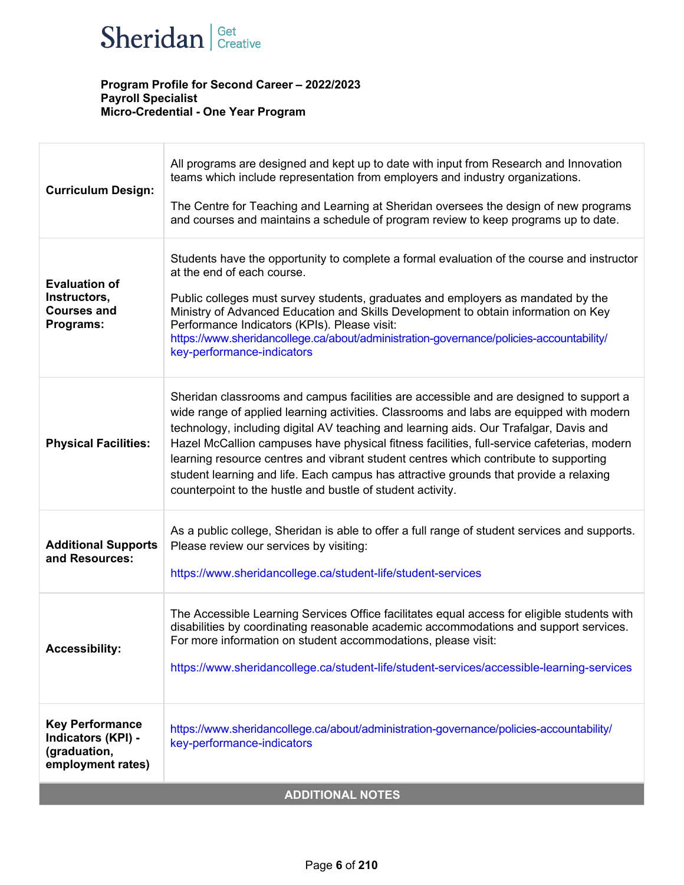**Program Profile for Second Career – 2022/2023**
**Payroll Specialist**
**Micro-Credential - One Year Program**

| | |
|---|---|
| **Curriculum Design:** | All programs are designed and kept up to date with input from Research and Innovation teams which include representation from employers and industry organizations.<br><br>The Centre for Teaching and Learning at Sheridan oversees the design of new programs and courses and maintains a schedule of program review to keep programs up to date. |
| **Evaluation of Instructors, Courses and Programs:** | Students have the opportunity to complete a formal evaluation of the course and instructor at the end of each course.<br><br>Public colleges must survey students, graduates and employers as mandated by the Ministry of Advanced Education and Skills Development to obtain information on Key Performance Indicators (KPIs). Please visit: https://www.sheridancollege.ca/about/administration-governance/policies-accountability/key-performance-indicators |
| **Physical Facilities:** | Sheridan classrooms and campus facilities are accessible and are designed to support a wide range of applied learning activities. Classrooms and labs are equipped with modern technology, including digital AV teaching and learning aids. Our Trafalgar, Davis and Hazel McCallion campuses have physical fitness facilities, full-service cafeterias, modern learning resource centres and vibrant student centres which contribute to supporting student learning and life. Each campus has attractive grounds that provide a relaxing counterpoint to the hustle and bustle of student activity. |
| **Additional Supports and Resources:** | As a public college, Sheridan is able to offer a full range of student services and supports. Please review our services by visiting:<br><br>https://www.sheridancollege.ca/student-life/student-services |
| **Accessibility:** | The Accessible Learning Services Office facilitates equal access for eligible students with disabilities by coordinating reasonable academic accommodations and support services. For more information on student accommodations, please visit:<br><br>https://www.sheridancollege.ca/student-life/student-services/accessible-learning-services |
| **Key Performance Indicators (KPI) - (graduation, employment rates)** | https://www.sheridancollege.ca/about/administration-governance/policies-accountability/key-performance-indicators |

**ADDITIONAL NOTES**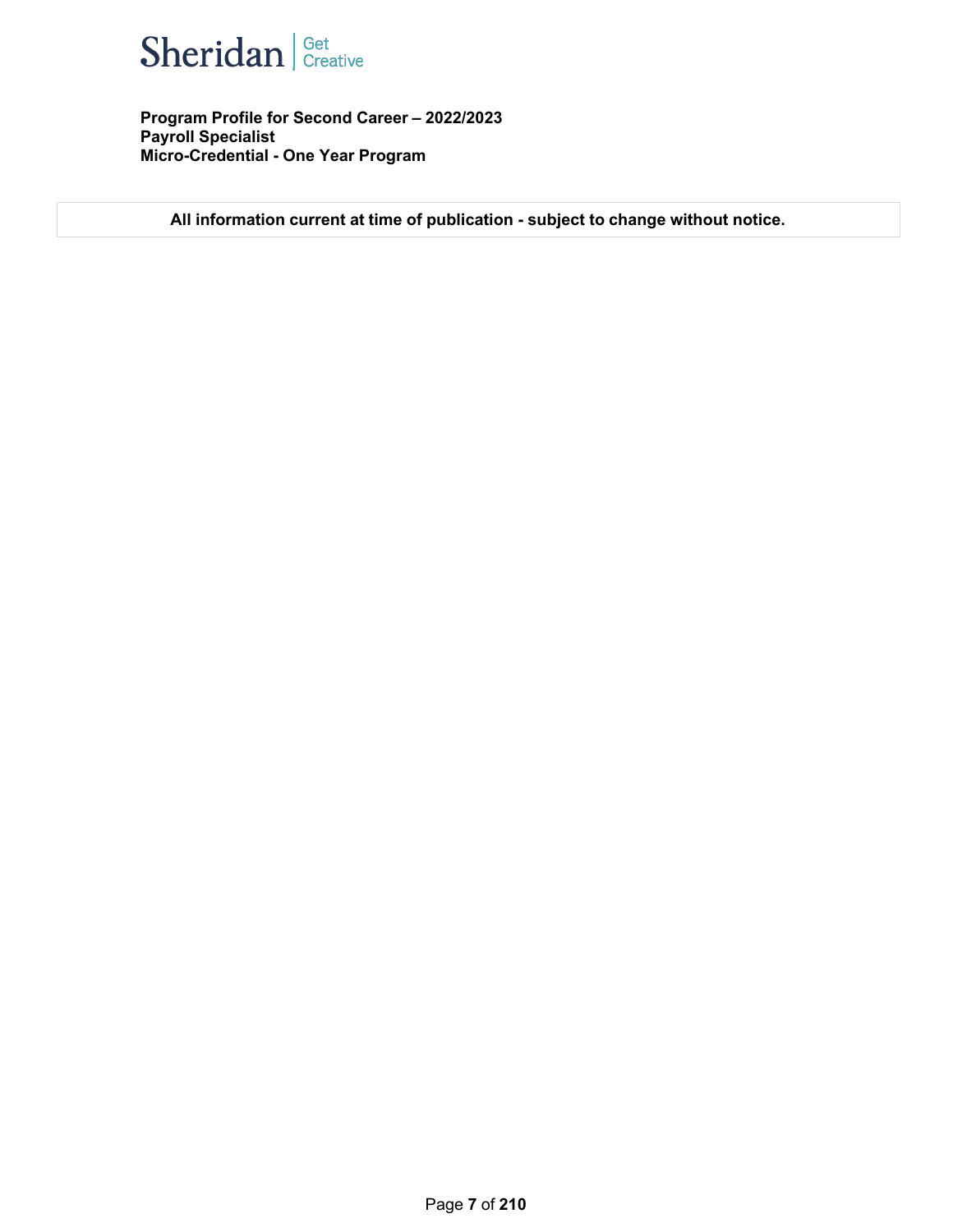Sheridan | Get Creative

**Program Profile for Second Career – 2022/2023**
**Payroll Specialist**
**Micro-Credential - One Year Program**

**All information current at time of publication - subject to change without notice.**